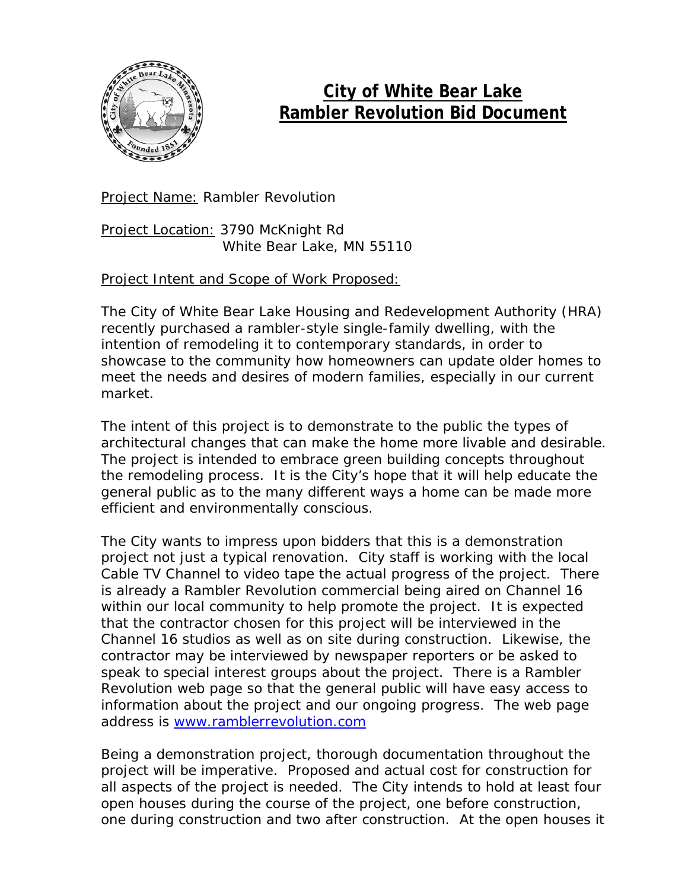# City of White Bear Lake
# Rambler Revolution Bid Document

Project Name: Rambler Revolution

Project Location: 3790 McKnight Rd
White Bear Lake, MN 55110

Project Intent and Scope of Work Proposed:

The City of White Bear Lake Housing and Redevelopment Authority (HRA) recently purchased a rambler-style single-family dwelling, with the intention of remodeling it to contemporary standards, in order to showcase to the community how homeowners can update older homes to meet the needs and desires of modern families, especially in our current market.

The intent of this project is to demonstrate to the public the types of architectural changes that can make the home more livable and desirable. The project is intended to embrace green building concepts throughout the remodeling process. It is the City's hope that it will help educate the general public as to the many different ways a home can be made more efficient and environmentally conscious.

The City wants to impress upon bidders that this is a demonstration project not just a typical renovation. City staff is working with the local Cable TV Channel to video tape the actual progress of the project. There is already a Rambler Revolution commercial being aired on Channel 16 within our local community to help promote the project. It is expected that the contractor chosen for this project will be interviewed in the Channel 16 studios as well as on site during construction. Likewise, the contractor may be interviewed by newspaper reporters or be asked to speak to special interest groups about the project. There is a Rambler Revolution web page so that the general public will have easy access to information about the project and our ongoing progress. The web page address is [www.ramblerrevolution.com](http://www.ramblerrevolution.com)

Being a demonstration project, thorough documentation throughout the project will be imperative. Proposed and actual cost for construction for all aspects of the project is needed. The City intends to hold at least four open houses during the course of the project, one before construction, one during construction and two after construction. At the open houses it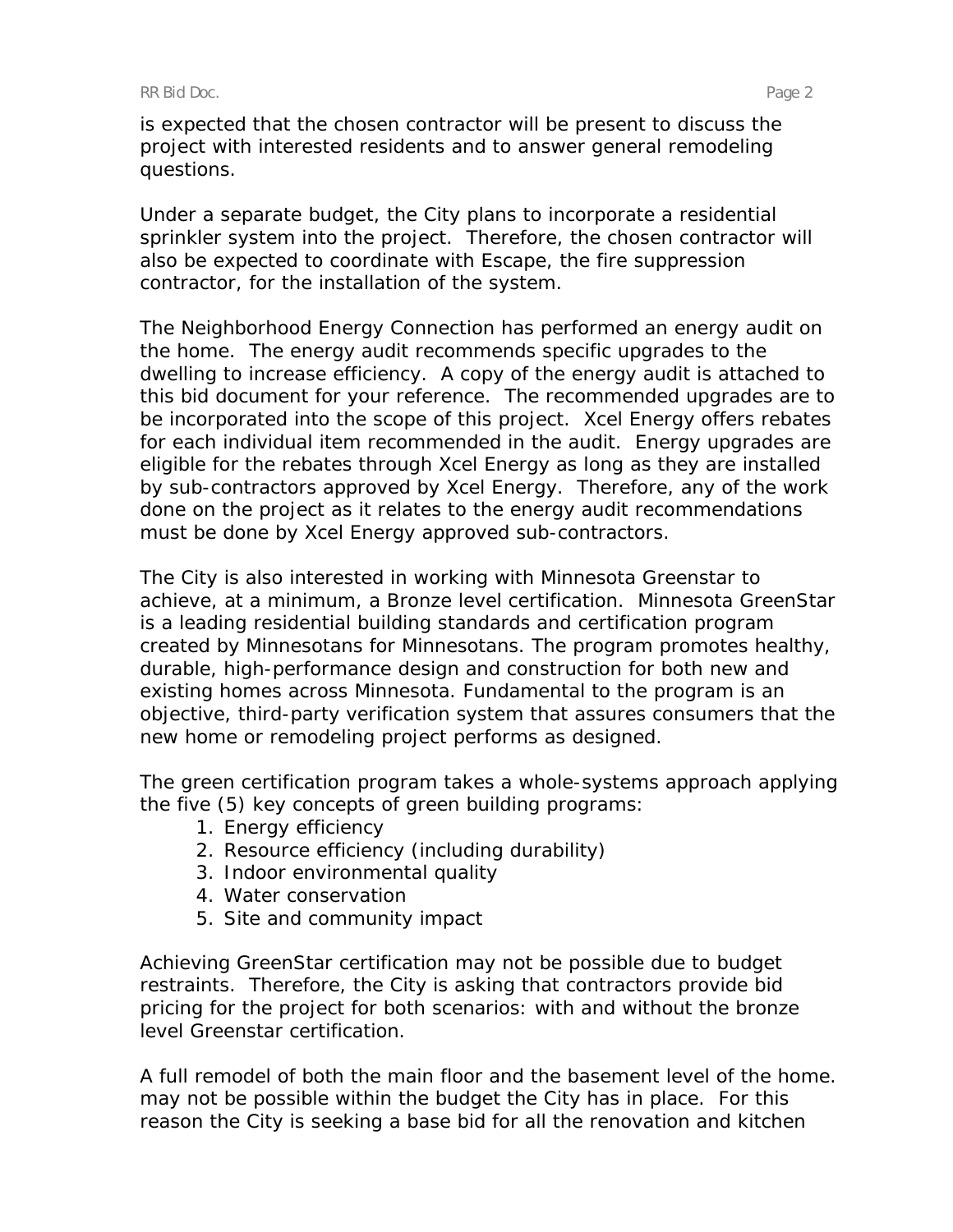is expected that the chosen contractor will be present to discuss the project with interested residents and to answer general remodeling questions.

Under a separate budget, the City plans to incorporate a residential sprinkler system into the project. Therefore, the chosen contractor will also be expected to coordinate with Escape, the fire suppression contractor, for the installation of the system.

The Neighborhood Energy Connection has performed an energy audit on the home. The energy audit recommends specific upgrades to the dwelling to increase efficiency. A copy of the energy audit is attached to this bid document for your reference. The recommended upgrades are to be incorporated into the scope of this project. Xcel Energy offers rebates for each individual item recommended in the audit. Energy upgrades are eligible for the rebates through Xcel Energy as long as they are installed by sub-contractors approved by Xcel Energy. Therefore, any of the work done on the project as it relates to the energy audit recommendations must be done by Xcel Energy approved sub-contractors.

The City is also interested in working with Minnesota Greenstar to achieve, at a minimum, a Bronze level certification. Minnesota GreenStar is a leading residential building standards and certification program created by Minnesotans for Minnesotans. The program promotes healthy, durable, high-performance design and construction for both new and existing homes across Minnesota. Fundamental to the program is an objective, third-party verification system that assures consumers that the new home or remodeling project performs as designed.

The green certification program takes a whole-systems approach applying the five (5) key concepts of green building programs:

1. Energy efficiency
2. Resource efficiency (including durability)
3. Indoor environmental quality
4. Water conservation
5. Site and community impact

Achieving GreenStar certification may not be possible due to budget restraints. Therefore, the City is asking that contractors provide bid pricing for the project for both scenarios: with and without the bronze level Greenstar certification.

A full remodel of both the main floor and the basement level of the home. may not be possible within the budget the City has in place. For this reason the City is seeking a base bid for all the renovation and kitchen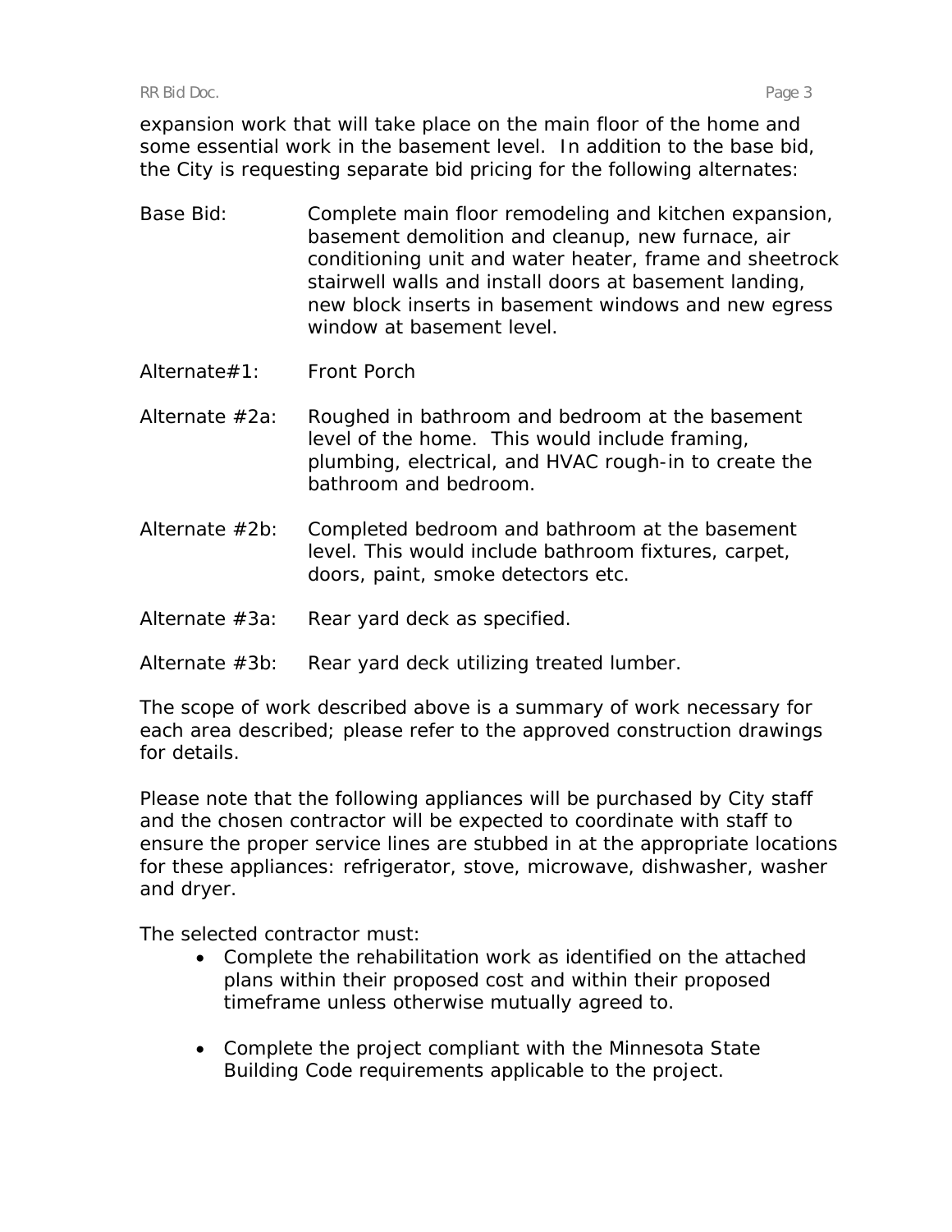expansion work that will take place on the main floor of the home and some essential work in the basement level. In addition to the base bid, the City is requesting separate bid pricing for the following alternates:

| | |
|---|---|
| Base Bid: | Complete main floor remodeling and kitchen expansion, basement demolition and cleanup, new furnace, air conditioning unit and water heater, frame and sheetrock stairwell walls and install doors at basement landing, new block inserts in basement windows and new egress window at basement level. |
| Alternate#1: | Front Porch |
| Alternate #2a: | Roughed in bathroom and bedroom at the basement level of the home. This would include framing, plumbing, electrical, and HVAC rough-in to create the bathroom and bedroom. |
| Alternate #2b: | Completed bedroom and bathroom at the basement level. This would include bathroom fixtures, carpet, doors, paint, smoke detectors etc. |
| Alternate #3a: | Rear yard deck as specified. |
| Alternate #3b: | Rear yard deck utilizing treated lumber. |

The scope of work described above is a summary of work necessary for each area described; please refer to the approved construction drawings for details.

Please note that the following appliances will be purchased by City staff and the chosen contractor will be expected to coordinate with staff to ensure the proper service lines are stubbed in at the appropriate locations for these appliances: refrigerator, stove, microwave, dishwasher, washer and dryer.

The selected contractor must:

- Complete the rehabilitation work as identified on the attached plans within their proposed cost and within their proposed timeframe unless otherwise mutually agreed to.
- Complete the project compliant with the Minnesota State Building Code requirements applicable to the project.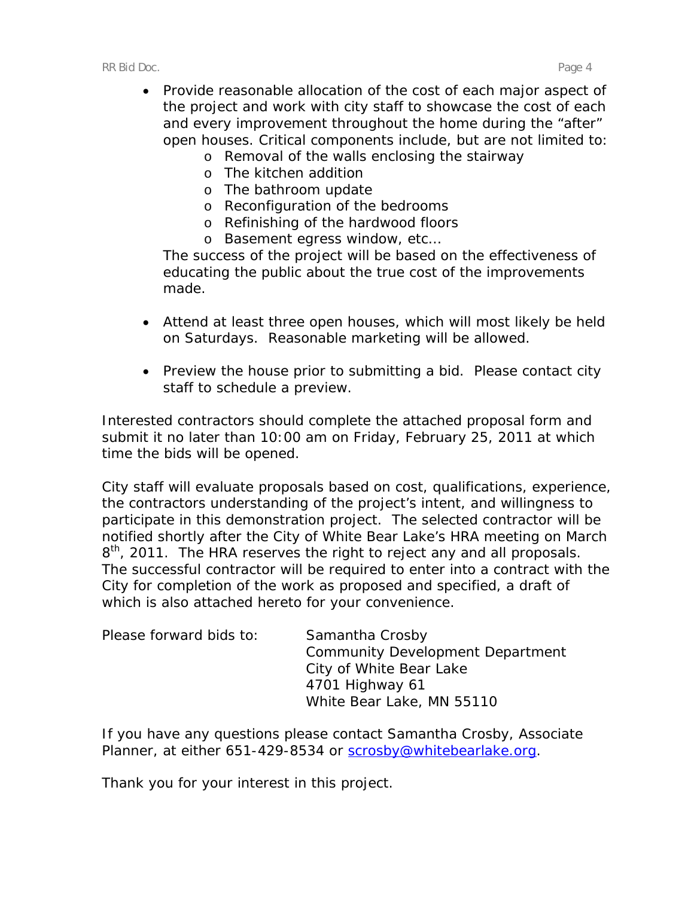- Provide reasonable allocation of the cost of each major aspect of the project and work with city staff to showcase the cost of each and every improvement throughout the home during the “after” open houses. Critical components include, but are not limited to:
  - Removal of the walls enclosing the stairway
  - The kitchen addition
  - The bathroom update
  - Reconfiguration of the bedrooms
  - Refinishing of the hardwood floors
  - Basement egress window, etc…

  The success of the project will be based on the effectiveness of educating the public about the true cost of the improvements made.

- Attend at least three open houses, which will most likely be held on Saturdays. Reasonable marketing will be allowed.

- Preview the house prior to submitting a bid. Please contact city staff to schedule a preview.

Interested contractors should complete the attached proposal form and submit it no later than 10:00 am on Friday, February 25, 2011 at which time the bids will be opened.

City staff will evaluate proposals based on cost, qualifications, experience, the contractors understanding of the project’s intent, and willingness to participate in this demonstration project. The selected contractor will be notified shortly after the City of White Bear Lake’s HRA meeting on March 8th, 2011. The HRA reserves the right to reject any and all proposals. The successful contractor will be required to enter into a contract with the City for completion of the work as proposed and specified, a draft of which is also attached hereto for your convenience.

Please forward bids to:

Samantha Crosby
Community Development Department
City of White Bear Lake
4701 Highway 61
White Bear Lake, MN 55110

If you have any questions please contact Samantha Crosby, Associate Planner, at either 651-429-8534 or scrosby@whitebearlake.org.

Thank you for your interest in this project.